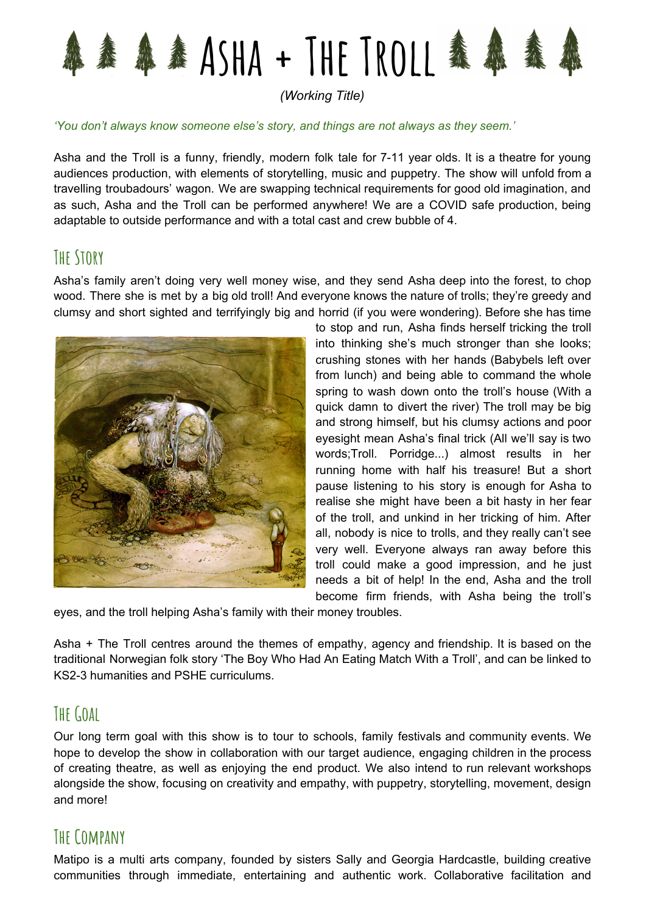# Asha + The Troll

*(Working Title)*

*'You don't always know someone else's story, and things are not always as they seem.'*

Asha and the Troll is a funny, friendly, modern folk tale for 7-11 year olds. It is a theatre for young audiences production, with elements of storytelling, music and puppetry. The show will unfold from a travelling troubadours' wagon. We are swapping technical requirements for good old imagination, and as such, Asha and the Troll can be performed anywhere! We are a COVID safe production, being adaptable to outside performance and with a total cast and crew bubble of 4.

## The Story

Asha's family aren't doing very well money wise, and they send Asha deep into the forest, to chop wood. There she is met by a big old troll! And everyone knows the nature of trolls; they're greedy and clumsy and short sighted and terrifyingly big and horrid (if you were wondering). Before she has time to stop and run, Asha finds herself tricking the troll into thinking she's much stronger than she looks; crushing stones with her hands (Babybels left over from lunch) and being able to command the whole spring to wash down onto the troll's house (With a quick damn to divert the river) The troll may be big and strong himself, but his clumsy actions and poor eyesight mean Asha's final trick (All we'll say is two words;Troll. Porridge...) almost results in her running home with half his treasure! But a short pause listening to his story is enough for Asha to realise she might have been a bit hasty in her fear of the troll, and unkind in her tricking of him. After all, nobody is nice to trolls, and they really can't see very well. Everyone always ran away before this troll could make a good impression, and he just needs a bit of help! In the end, Asha and the troll become firm friends, with Asha being the troll's eyes, and the troll helping Asha's family with their money troubles.

Asha + The Troll centres around the themes of empathy, agency and friendship. It is based on the traditional Norwegian folk story 'The Boy Who Had An Eating Match With a Troll', and can be linked to KS2-3 humanities and PSHE curriculums.

## The Goal

Our long term goal with this show is to tour to schools, family festivals and community events. We hope to develop the show in collaboration with our target audience, engaging children in the process of creating theatre, as well as enjoying the end product. We also intend to run relevant workshops alongside the show, focusing on creativity and empathy, with puppetry, storytelling, movement, design and more!

## The Company

Matipo is a multi arts company, founded by sisters Sally and Georgia Hardcastle, building creative communities through immediate, entertaining and authentic work. Collaborative facilitation and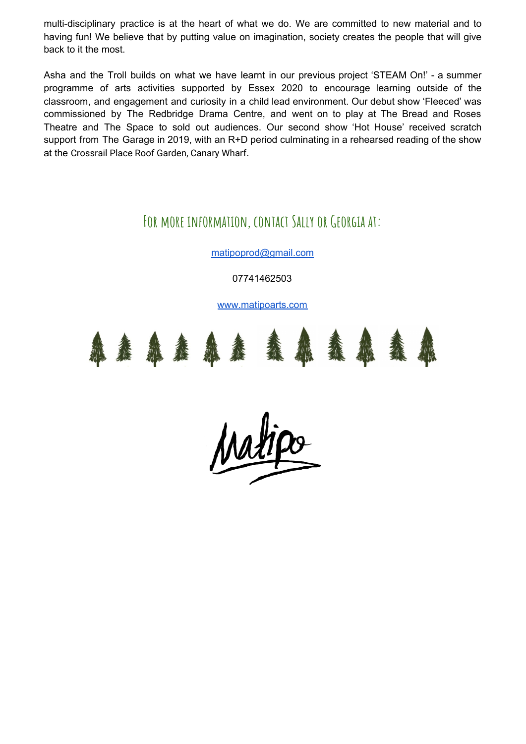multi-disciplinary practice is at the heart of what we do. We are committed to new material and to having fun! We believe that by putting value on imagination, society creates the people that will give back to it the most.

Asha and the Troll builds on what we have learnt in our previous project 'STEAM On!' - a summer programme of arts activities supported by Essex 2020 to encourage learning outside of the classroom, and engagement and curiosity in a child lead environment. Our debut show 'Fleeced' was commissioned by The Redbridge Drama Centre, and went on to play at The Bread and Roses Theatre and The Space to sold out audiences. Our second show 'Hot House' received scratch support from The Garage in 2019, with an R+D period culminating in a rehearsed reading of the show at the Crossrail Place Roof Garden, Canary Wharf.

## For more information, contact Sally or Georgia at:

matipoprod@gmail.com

07741462503

www.matipoarts.com

Matipo